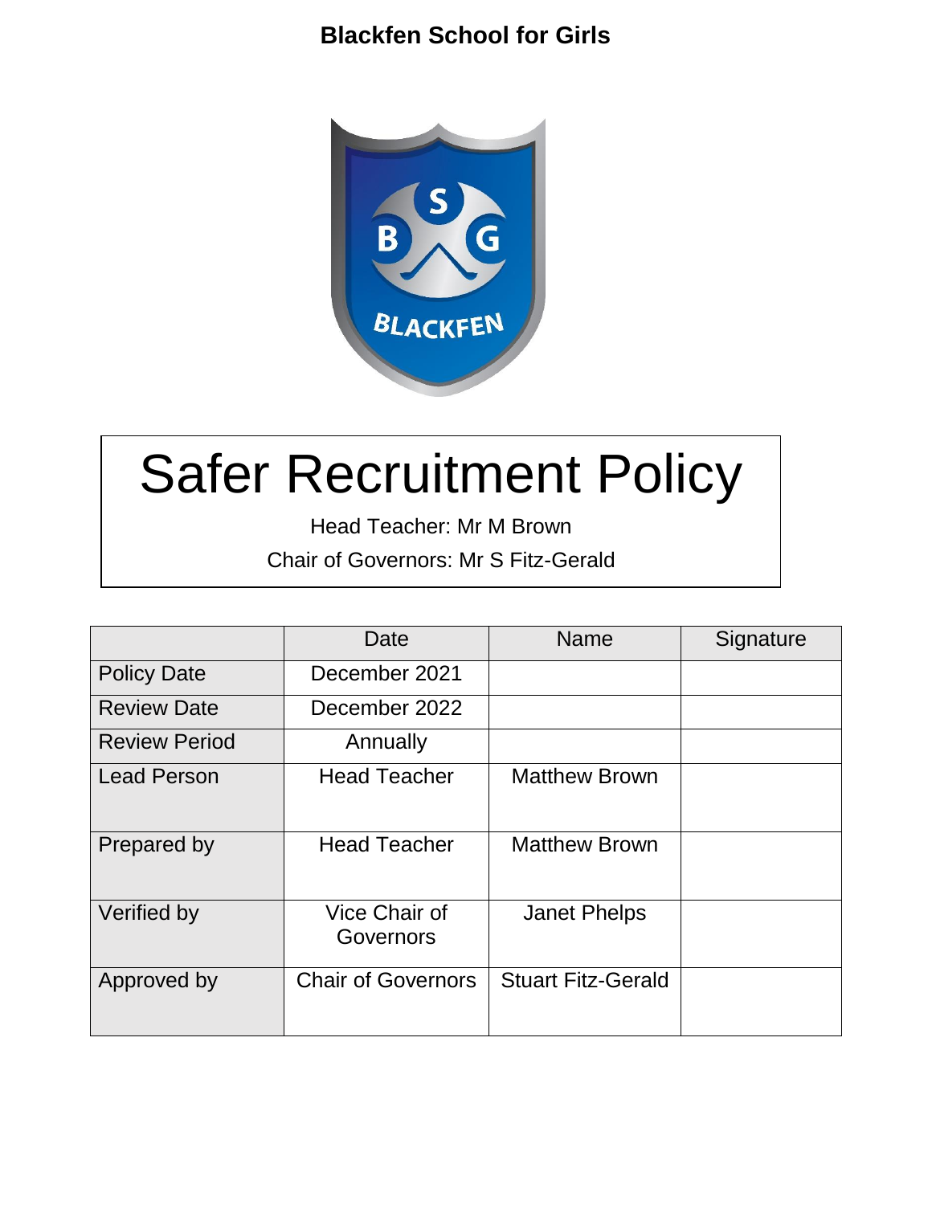**Blackfen School for Girls**

# Safer Recruitment Policy

Head Teacher: Mr M Brown

Chair of Governors: Mr S Fitz-Gerald

| | Date | Name | Signature |
|---|---|---|---|
| Policy Date | December 2021 | | |
| Review Date | December 2022 | | |
| Review Period | Annually | | |
| Lead Person | Head Teacher | Matthew Brown | |
| Prepared by | Head Teacher | Matthew Brown | |
| Verified by | Vice Chair of Governors | Janet Phelps | |
| Approved by | Chair of Governors | Stuart Fitz-Gerald | |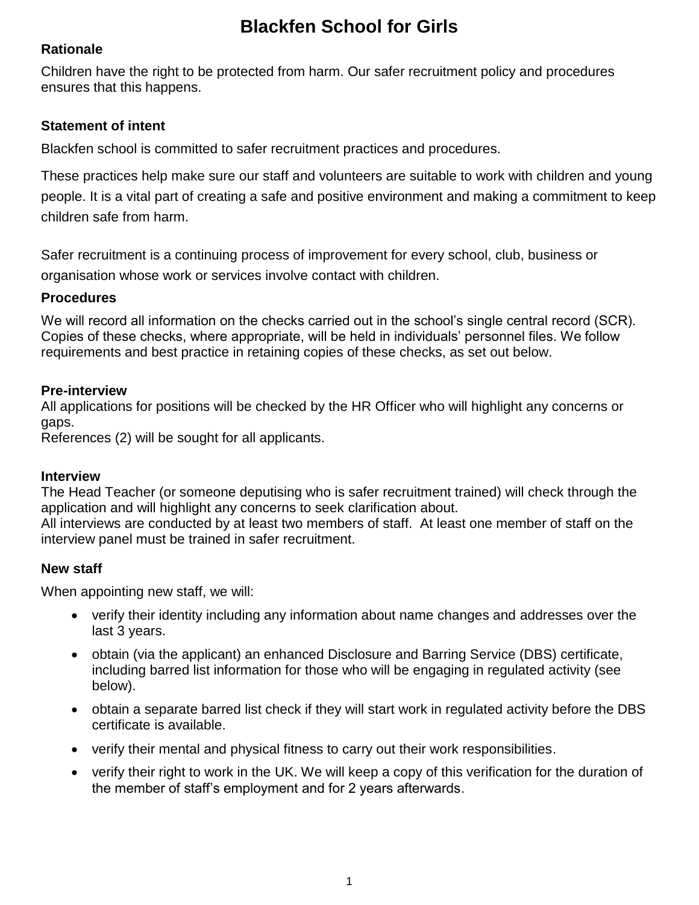# Blackfen School for Girls

## Rationale

Children have the right to be protected from harm. Our safer recruitment policy and procedures ensures that this happens.

## Statement of intent

Blackfen school is committed to safer recruitment practices and procedures.

These practices help make sure our staff and volunteers are suitable to work with children and young people. It is a vital part of creating a safe and positive environment and making a commitment to keep children safe from harm.

Safer recruitment is a continuing process of improvement for every school, club, business or organisation whose work or services involve contact with children.

## Procedures

We will record all information on the checks carried out in the school's single central record (SCR). Copies of these checks, where appropriate, will be held in individuals' personnel files. We follow requirements and best practice in retaining copies of these checks, as set out below.

### Pre-interview

All applications for positions will be checked by the HR Officer who will highlight any concerns or gaps.
References (2) will be sought for all applicants.

### Interview

The Head Teacher (or someone deputising who is safer recruitment trained) will check through the application and will highlight any concerns to seek clarification about.
All interviews are conducted by at least two members of staff. At least one member of staff on the interview panel must be trained in safer recruitment.

### New staff

When appointing new staff, we will:

- verify their identity including any information about name changes and addresses over the last 3 years.
- obtain (via the applicant) an enhanced Disclosure and Barring Service (DBS) certificate, including barred list information for those who will be engaging in regulated activity (see below).
- obtain a separate barred list check if they will start work in regulated activity before the DBS certificate is available.
- verify their mental and physical fitness to carry out their work responsibilities.
- verify their right to work in the UK. We will keep a copy of this verification for the duration of the member of staff's employment and for 2 years afterwards.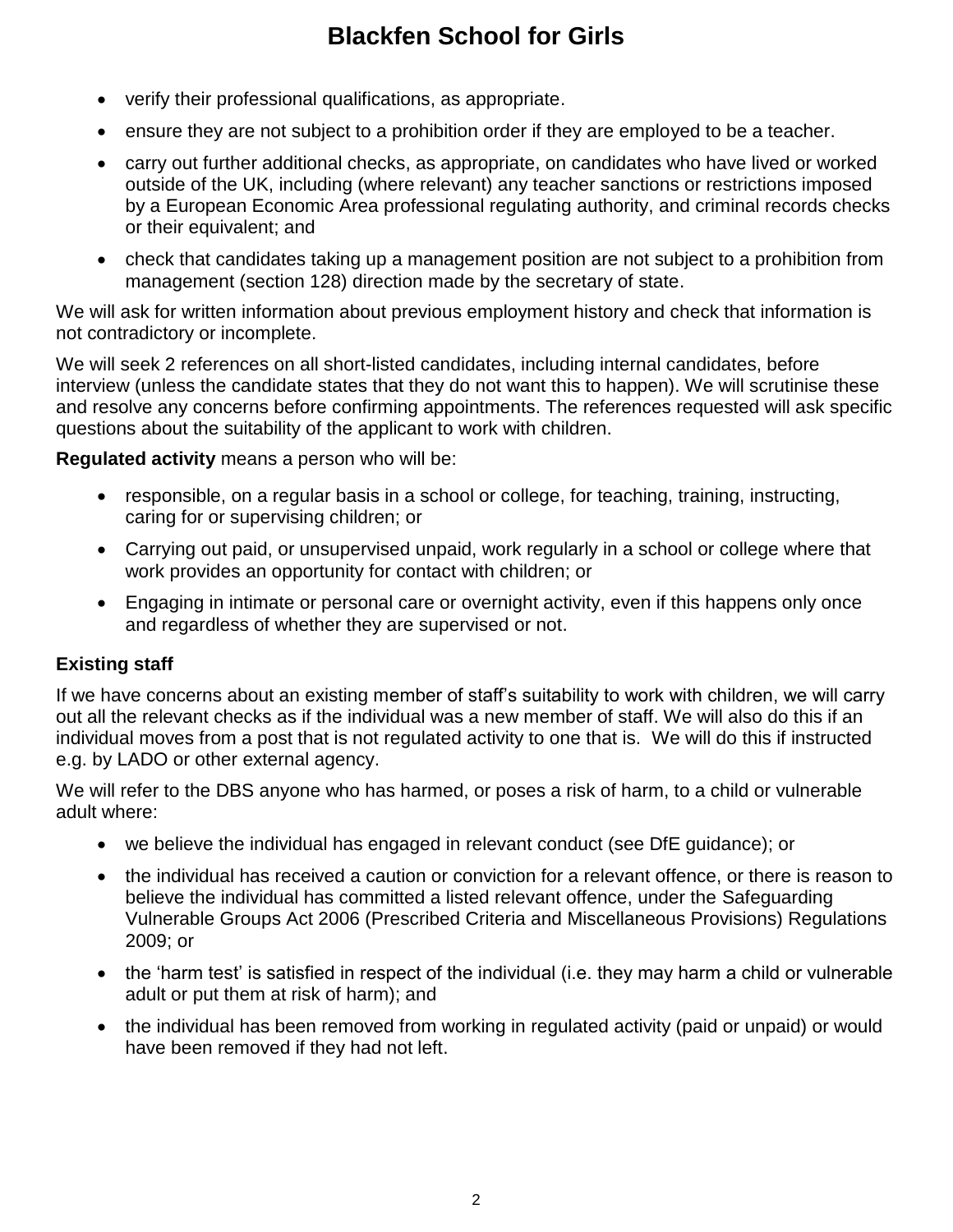- verify their professional qualifications, as appropriate.
- ensure they are not subject to a prohibition order if they are employed to be a teacher.
- carry out further additional checks, as appropriate, on candidates who have lived or worked outside of the UK, including (where relevant) any teacher sanctions or restrictions imposed by a European Economic Area professional regulating authority, and criminal records checks or their equivalent; and
- check that candidates taking up a management position are not subject to a prohibition from management (section 128) direction made by the secretary of state.

We will ask for written information about previous employment history and check that information is not contradictory or incomplete.

We will seek 2 references on all short-listed candidates, including internal candidates, before interview (unless the candidate states that they do not want this to happen). We will scrutinise these and resolve any concerns before confirming appointments. The references requested will ask specific questions about the suitability of the applicant to work with children.

**Regulated activity** means a person who will be:

- responsible, on a regular basis in a school or college, for teaching, training, instructing, caring for or supervising children; or
- Carrying out paid, or unsupervised unpaid, work regularly in a school or college where that work provides an opportunity for contact with children; or
- Engaging in intimate or personal care or overnight activity, even if this happens only once and regardless of whether they are supervised or not.

### Existing staff

If we have concerns about an existing member of staff's suitability to work with children, we will carry out all the relevant checks as if the individual was a new member of staff. We will also do this if an individual moves from a post that is not regulated activity to one that is. We will do this if instructed e.g. by LADO or other external agency.

We will refer to the DBS anyone who has harmed, or poses a risk of harm, to a child or vulnerable adult where:

- we believe the individual has engaged in relevant conduct (see DfE guidance); or
- the individual has received a caution or conviction for a relevant offence, or there is reason to believe the individual has committed a listed relevant offence, under the Safeguarding Vulnerable Groups Act 2006 (Prescribed Criteria and Miscellaneous Provisions) Regulations 2009; or
- the 'harm test' is satisfied in respect of the individual (i.e. they may harm a child or vulnerable adult or put them at risk of harm); and
- the individual has been removed from working in regulated activity (paid or unpaid) or would have been removed if they had not left.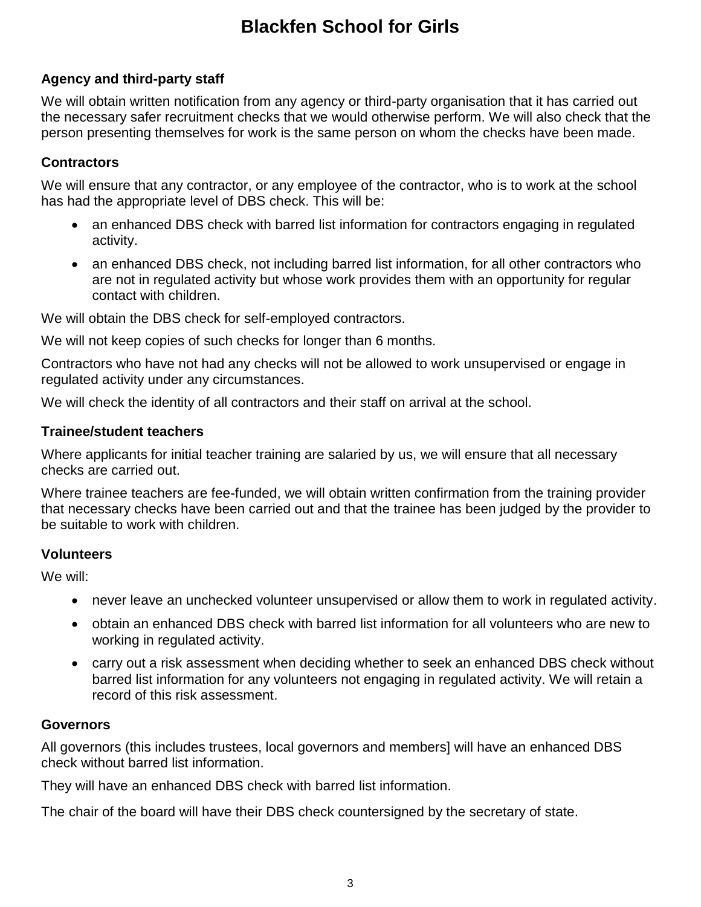### Agency and third-party staff

We will obtain written notification from any agency or third-party organisation that it has carried out the necessary safer recruitment checks that we would otherwise perform. We will also check that the person presenting themselves for work is the same person on whom the checks have been made.

### Contractors

We will ensure that any contractor, or any employee of the contractor, who is to work at the school has had the appropriate level of DBS check. This will be:

- an enhanced DBS check with barred list information for contractors engaging in regulated activity.
- an enhanced DBS check, not including barred list information, for all other contractors who are not in regulated activity but whose work provides them with an opportunity for regular contact with children.

We will obtain the DBS check for self-employed contractors.

We will not keep copies of such checks for longer than 6 months.

Contractors who have not had any checks will not be allowed to work unsupervised or engage in regulated activity under any circumstances.

We will check the identity of all contractors and their staff on arrival at the school.

### Trainee/student teachers

Where applicants for initial teacher training are salaried by us, we will ensure that all necessary checks are carried out.

Where trainee teachers are fee-funded, we will obtain written confirmation from the training provider that necessary checks have been carried out and that the trainee has been judged by the provider to be suitable to work with children.

### Volunteers

We will:

- never leave an unchecked volunteer unsupervised or allow them to work in regulated activity.
- obtain an enhanced DBS check with barred list information for all volunteers who are new to working in regulated activity.
- carry out a risk assessment when deciding whether to seek an enhanced DBS check without barred list information for any volunteers not engaging in regulated activity. We will retain a record of this risk assessment.

### Governors

All governors (this includes trustees, local governors and members] will have an enhanced DBS check without barred list information.

They will have an enhanced DBS check with barred list information.

The chair of the board will have their DBS check countersigned by the secretary of state.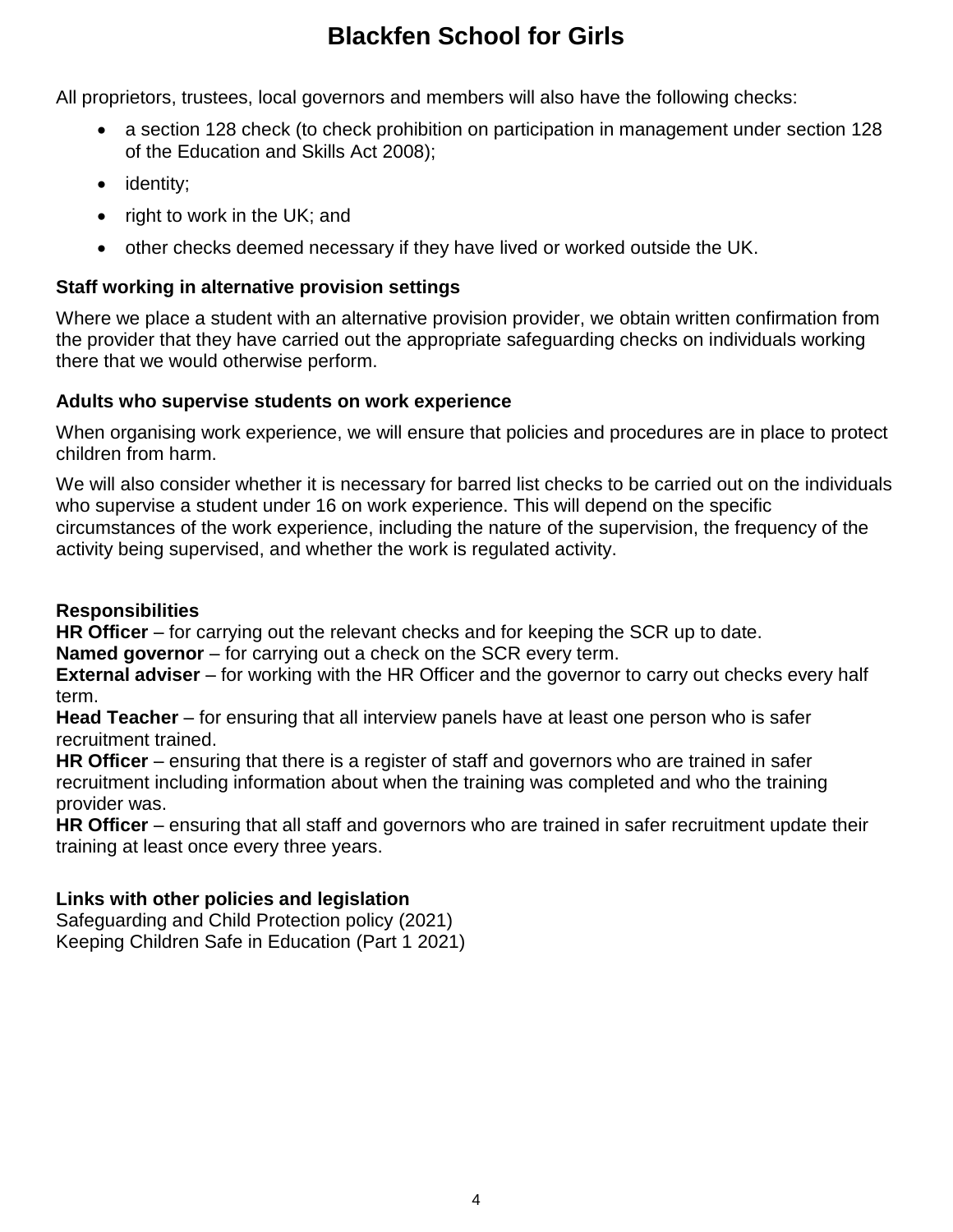All proprietors, trustees, local governors and members will also have the following checks:

- a section 128 check (to check prohibition on participation in management under section 128 of the Education and Skills Act 2008);
- identity;
- right to work in the UK; and
- other checks deemed necessary if they have lived or worked outside the UK.

### Staff working in alternative provision settings

Where we place a student with an alternative provision provider, we obtain written confirmation from the provider that they have carried out the appropriate safeguarding checks on individuals working there that we would otherwise perform.

### Adults who supervise students on work experience

When organising work experience, we will ensure that policies and procedures are in place to protect children from harm.

We will also consider whether it is necessary for barred list checks to be carried out on the individuals who supervise a student under 16 on work experience. This will depend on the specific circumstances of the work experience, including the nature of the supervision, the frequency of the activity being supervised, and whether the work is regulated activity.

### Responsibilities

**HR Officer** – for carrying out the relevant checks and for keeping the SCR up to date.
**Named governor** – for carrying out a check on the SCR every term.
**External adviser** – for working with the HR Officer and the governor to carry out checks every half term.
**Head Teacher** – for ensuring that all interview panels have at least one person who is safer recruitment trained.
**HR Officer** – ensuring that there is a register of staff and governors who are trained in safer recruitment including information about when the training was completed and who the training provider was.
**HR Officer** – ensuring that all staff and governors who are trained in safer recruitment update their training at least once every three years.

### Links with other policies and legislation

Safeguarding and Child Protection policy (2021)
Keeping Children Safe in Education (Part 1 2021)